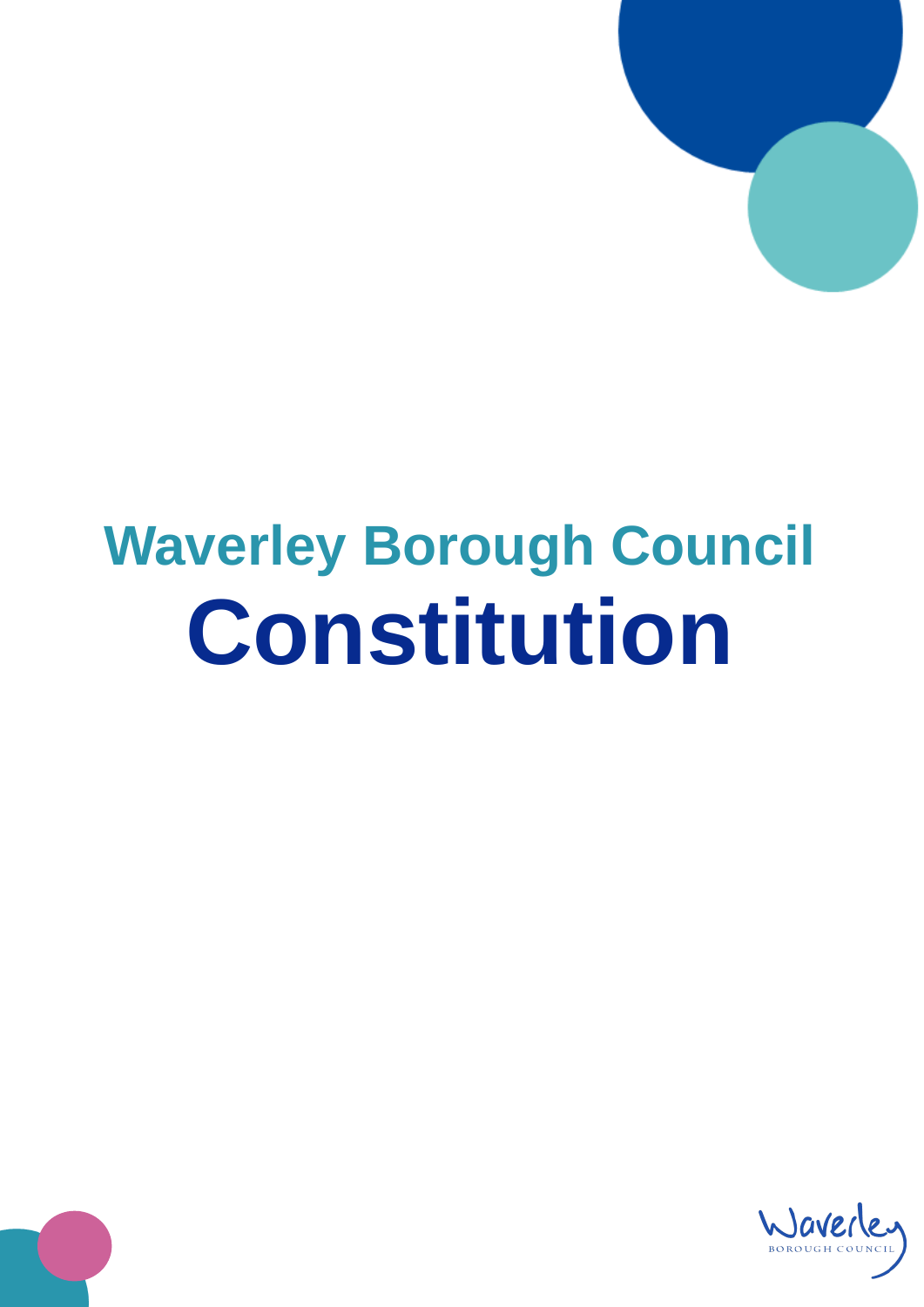# Waverley Borough Council

# Constitution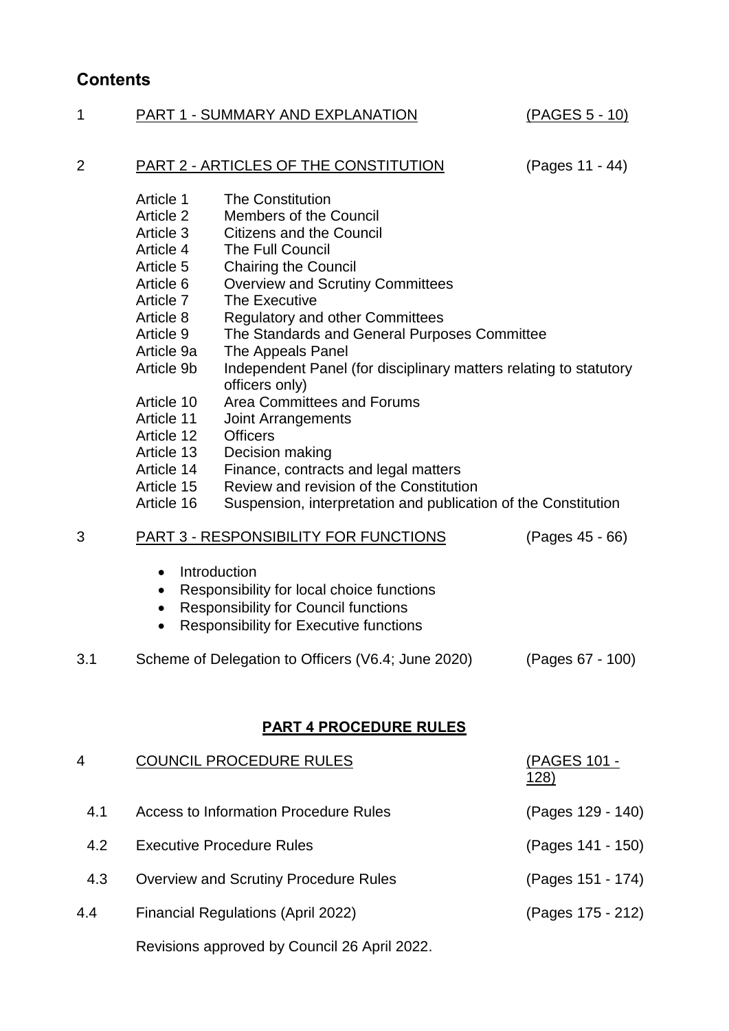## Contents

| | | |
|---|---|---|
| 1 | PART 1 - SUMMARY AND EXPLANATION | (PAGES 5 - 10) |
| 2 | PART 2 - ARTICLES OF THE CONSTITUTION | (Pages 11 - 44) |

| | |
|---|---|
| Article 1 | The Constitution |
| Article 2 | Members of the Council |
| Article 3 | Citizens and the Council |
| Article 4 | The Full Council |
| Article 5 | Chairing the Council |
| Article 6 | Overview and Scrutiny Committees |
| Article 7 | The Executive |
| Article 8 | Regulatory and other Committees |
| Article 9 | The Standards and General Purposes Committee |
| Article 9a | The Appeals Panel |
| Article 9b | Independent Panel (for disciplinary matters relating to statutory officers only) |
| Article 10 | Area Committees and Forums |
| Article 11 | Joint Arrangements |
| Article 12 | Officers |
| Article 13 | Decision making |
| Article 14 | Finance, contracts and legal matters |
| Article 15 | Review and revision of the Constitution |
| Article 16 | Suspension, interpretation and publication of the Constitution |

| | | |
|---|---|---|
| 3 | PART 3 - RESPONSIBILITY FOR FUNCTIONS | (Pages 45 - 66) |

- Introduction
- Responsibility for local choice functions
- Responsibility for Council functions
- Responsibility for Executive functions

| | | |
|---|---|---|
| 3.1 | Scheme of Delegation to Officers (V6.4; June 2020) | (Pages 67 - 100) |

### PART 4 PROCEDURE RULES

| | | |
|---|---|---|
| 4 | COUNCIL PROCEDURE RULES | (PAGES 101 - 128) |
| 4.1 | Access to Information Procedure Rules | (Pages 129 - 140) |
| 4.2 | Executive Procedure Rules | (Pages 141 - 150) |
| 4.3 | Overview and Scrutiny Procedure Rules | (Pages 151 - 174) |
| 4.4 | Financial Regulations (April 2022) | (Pages 175 - 212) |

Revisions approved by Council 26 April 2022.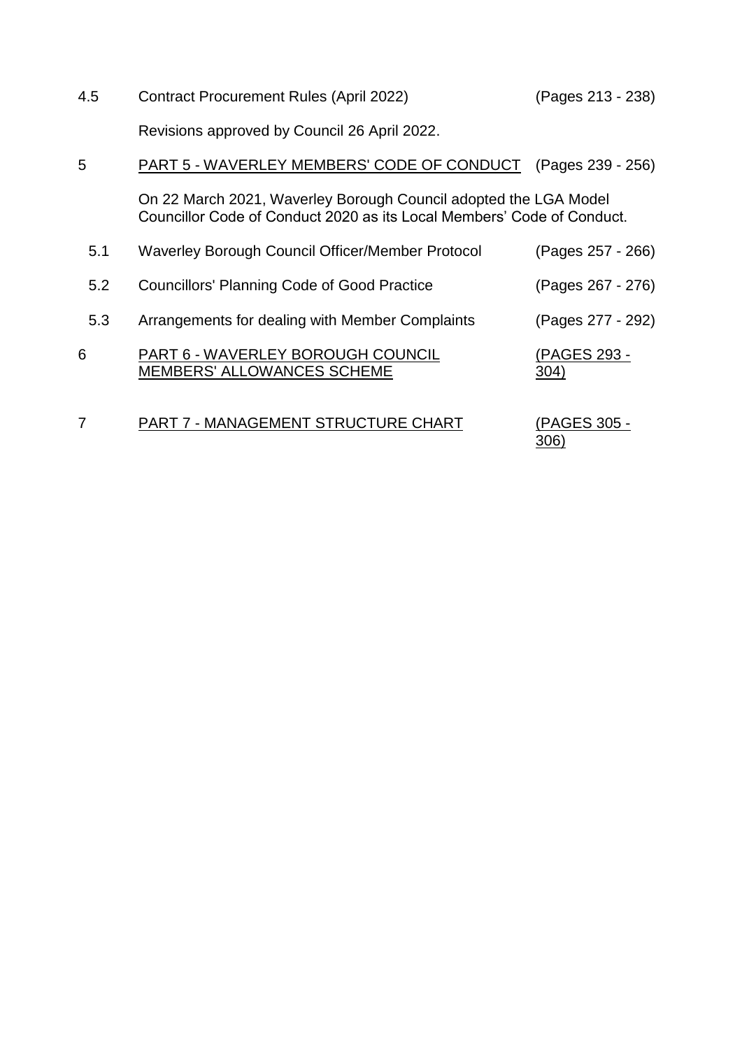4.5 Contract Procurement Rules (April 2022) (Pages 213 - 238)

Revisions approved by Council 26 April 2022.

5 PART 5 - WAVERLEY MEMBERS' CODE OF CONDUCT (Pages 239 - 256)

On 22 March 2021, Waverley Borough Council adopted the LGA Model Councillor Code of Conduct 2020 as its Local Members' Code of Conduct.

5.1 Waverley Borough Council Officer/Member Protocol (Pages 257 - 266)

5.2 Councillors' Planning Code of Good Practice (Pages 267 - 276)

5.3 Arrangements for dealing with Member Complaints (Pages 277 - 292)

6 PART 6 - WAVERLEY BOROUGH COUNCIL MEMBERS' ALLOWANCES SCHEME (PAGES 293 - 304)

7 PART 7 - MANAGEMENT STRUCTURE CHART (PAGES 305 - 306)